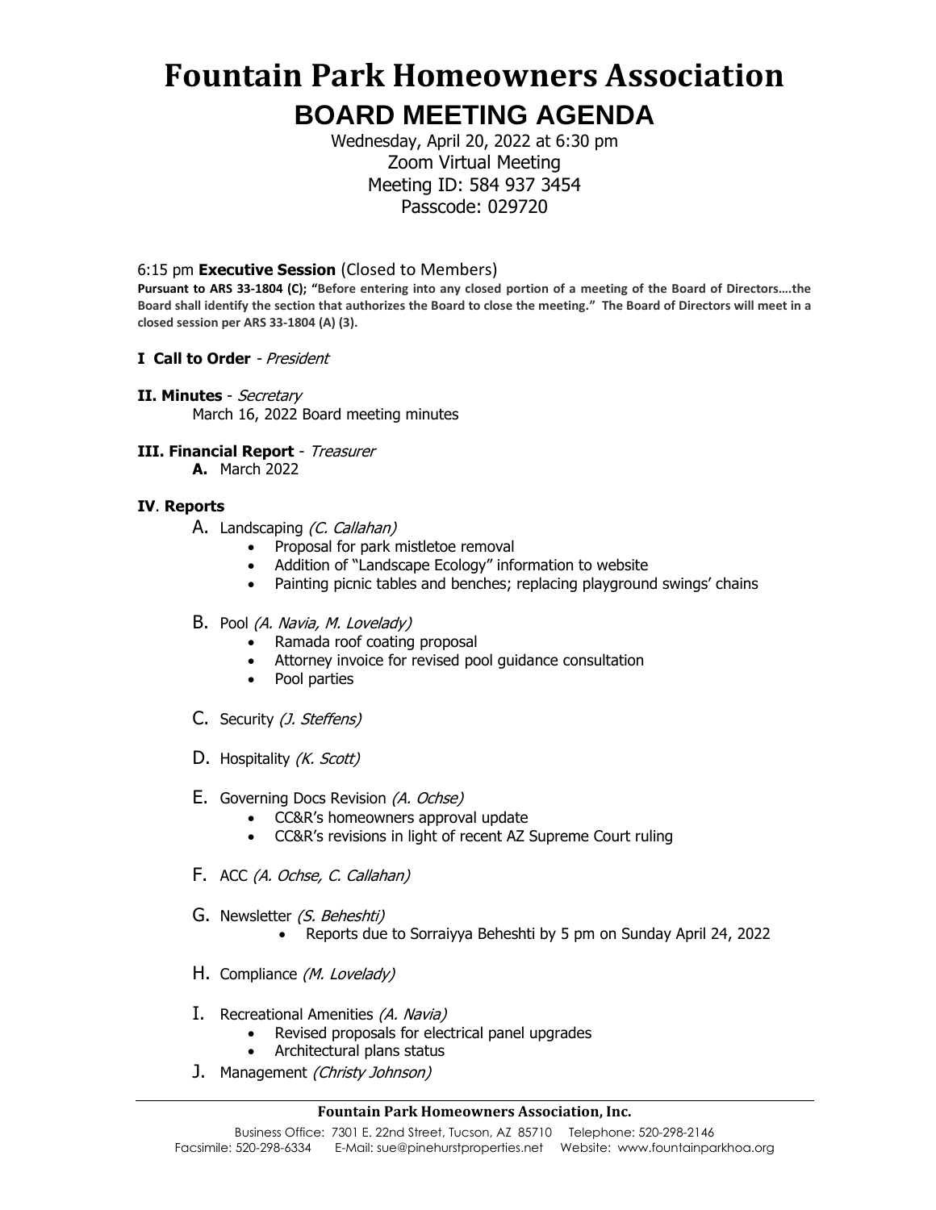# Fountain Park Homeowners Association

## BOARD MEETING AGENDA

Wednesday, April 20, 2022 at 6:30 pm
Zoom Virtual Meeting
Meeting ID: 584 937 3454
Passcode: 029720

6:15 pm **Executive Session** (Closed to Members)

**Pursuant to ARS 33-1804 (C); "Before entering into any closed portion of a meeting of the Board of Directors….the Board shall identify the section that authorizes the Board to close the meeting." The Board of Directors will meet in a closed session per ARS 33-1804 (A) (3).**

**I Call to Order** - *President*

**II. Minutes** - *Secretary*

March 16, 2022 Board meeting minutes

**III. Financial Report** - *Treasurer*

**A.** March 2022

**IV**. **Reports**

A. Landscaping *(C. Callahan)*
- Proposal for park mistletoe removal
- Addition of "Landscape Ecology" information to website
- Painting picnic tables and benches; replacing playground swings' chains

B. Pool *(A. Navia, M. Lovelady)*
- Ramada roof coating proposal
- Attorney invoice for revised pool guidance consultation
- Pool parties

C. Security *(J. Steffens)*

D. Hospitality *(K. Scott)*

E. Governing Docs Revision *(A. Ochse)*
- CC&R's homeowners approval update
- CC&R's revisions in light of recent AZ Supreme Court ruling

F. ACC *(A. Ochse, C. Callahan)*

G. Newsletter *(S. Beheshti)*
- Reports due to Sorraiyya Beheshti by 5 pm on Sunday April 24, 2022

H. Compliance *(M. Lovelady)*

I. Recreational Amenities *(A. Navia)*
- Revised proposals for electrical panel upgrades
- Architectural plans status

J. Management *(Christy Johnson)*

**Fountain Park Homeowners Association, Inc.**

Business Office: 7301 E. 22nd Street, Tucson, AZ 85710 Telephone: 520-298-2146
Facsimile: 520-298-6334 E-Mail: sue@pinehurstproperties.net Website: www.fountainparkhoa.org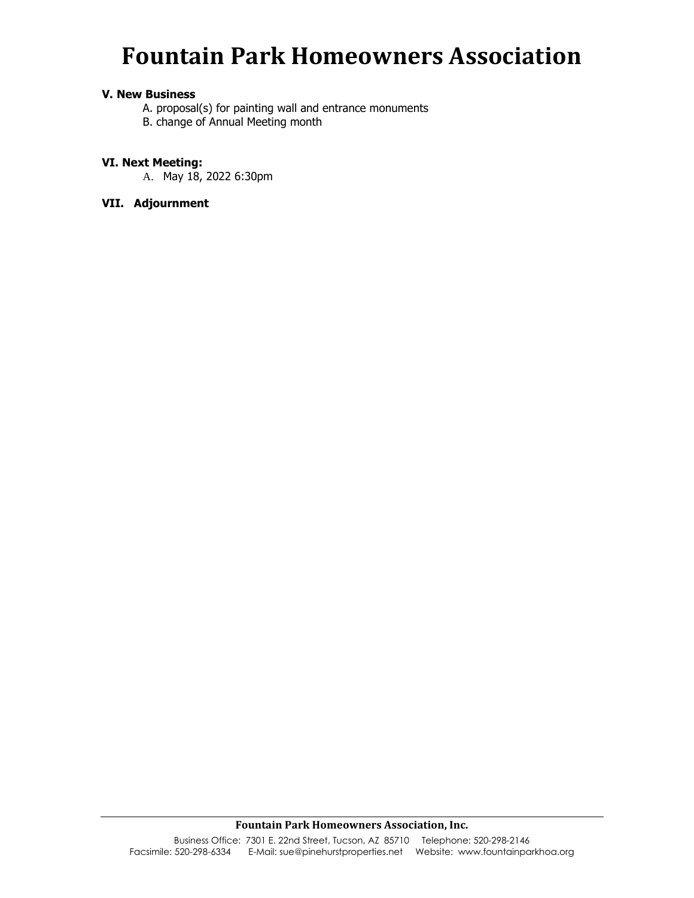# Fountain Park Homeowners Association

**V. New Business**

A. proposal(s) for painting wall and entrance monuments

B. change of Annual Meeting month

**VI. Next Meeting:**

A. May 18, 2022 6:30pm

**VII. Adjournment**